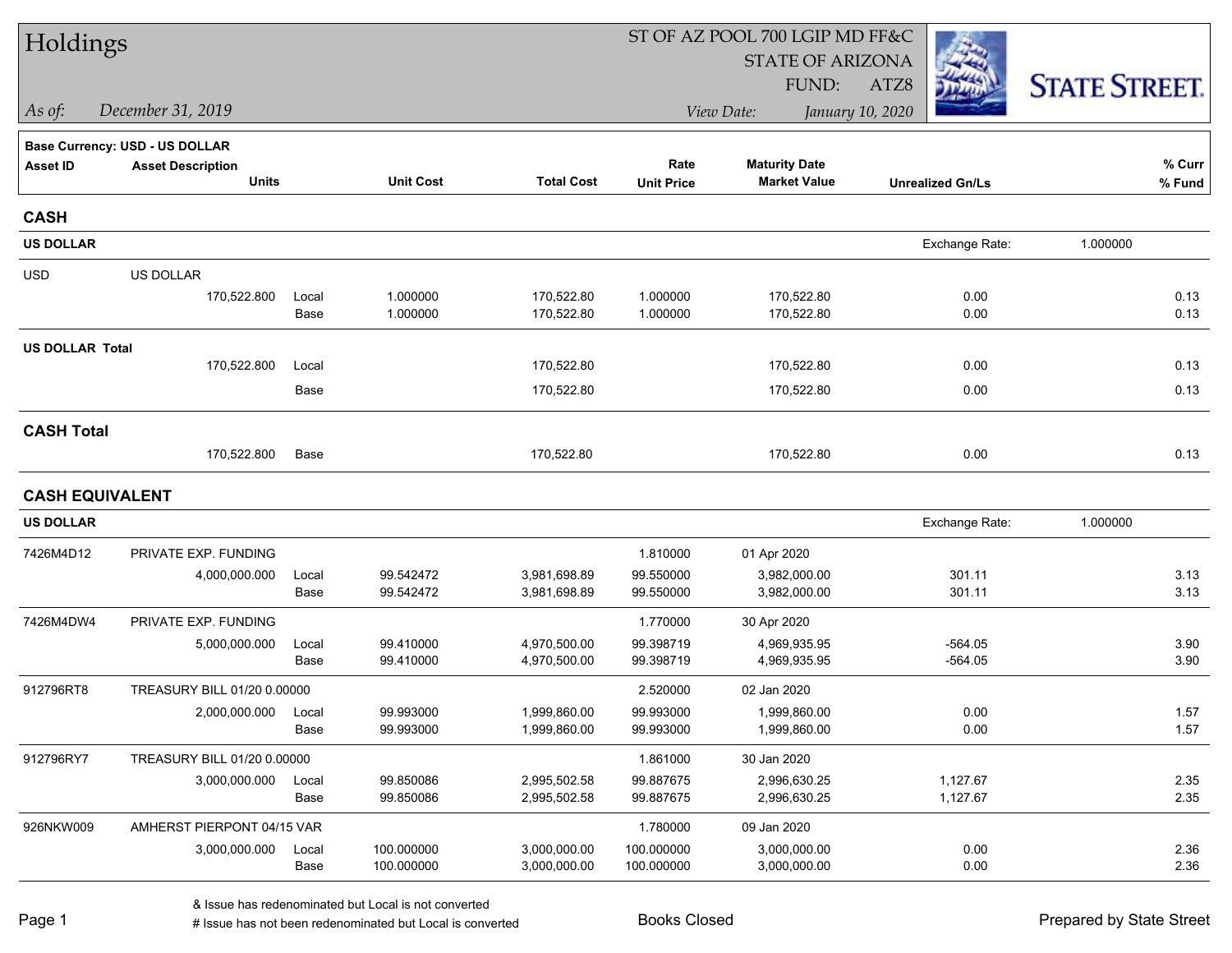# Holdings

ST OF AZ POOL 700 LGIP MD FF&C
STATE OF ARIZONA
FUND: ATZ8

*As of:* *December 31, 2019*

*View Date:* *January 10, 2020*

STATE STREET.

**Base Currency: USD - US DOLLAR**

| Asset ID | Asset Description / Units | | Unit Cost | Total Cost | Rate / Unit Price | Maturity Date / Market Value | Unrealized Gn/Ls | % Curr / % Fund |
|---|---|---|---|---|---|---|---|---|
| **CASH** | | | | | | | | |
| **US DOLLAR** | | | | | | | Exchange Rate: 1.000000 | |
| USD | US DOLLAR | | | | | | | |
| | 170,522.800 | Local | 1.000000 | 170,522.80 | 1.000000 | 170,522.80 | 0.00 | 0.13 |
| | | Base | 1.000000 | 170,522.80 | 1.000000 | 170,522.80 | 0.00 | 0.13 |
| **US DOLLAR Total** | | | | | | | | |
| | 170,522.800 | Local | | 170,522.80 | | 170,522.80 | 0.00 | 0.13 |
| | | Base | | 170,522.80 | | 170,522.80 | 0.00 | 0.13 |
| **CASH Total** | | | | | | | | |
| | 170,522.800 | Base | | 170,522.80 | | 170,522.80 | 0.00 | 0.13 |
| **CASH EQUIVALENT** | | | | | | | | |
| **US DOLLAR** | | | | | | | Exchange Rate: 1.000000 | |
| 7426M4D12 | PRIVATE EXP. FUNDING | | | | 1.810000 | 01 Apr 2020 | | |
| | 4,000,000.000 | Local | 99.542472 | 3,981,698.89 | 99.550000 | 3,982,000.00 | 301.11 | 3.13 |
| | | Base | 99.542472 | 3,981,698.89 | 99.550000 | 3,982,000.00 | 301.11 | 3.13 |
| 7426M4DW4 | PRIVATE EXP. FUNDING | | | | 1.770000 | 30 Apr 2020 | | |
| | 5,000,000.000 | Local | 99.410000 | 4,970,500.00 | 99.398719 | 4,969,935.95 | -564.05 | 3.90 |
| | | Base | 99.410000 | 4,970,500.00 | 99.398719 | 4,969,935.95 | -564.05 | 3.90 |
| 912796RT8 | TREASURY BILL 01/20 0.00000 | | | | 2.520000 | 02 Jan 2020 | | |
| | 2,000,000.000 | Local | 99.993000 | 1,999,860.00 | 99.993000 | 1,999,860.00 | 0.00 | 1.57 |
| | | Base | 99.993000 | 1,999,860.00 | 99.993000 | 1,999,860.00 | 0.00 | 1.57 |
| 912796RY7 | TREASURY BILL 01/20 0.00000 | | | | 1.861000 | 30 Jan 2020 | | |
| | 3,000,000.000 | Local | 99.850086 | 2,995,502.58 | 99.887675 | 2,996,630.25 | 1,127.67 | 2.35 |
| | | Base | 99.850086 | 2,995,502.58 | 99.887675 | 2,996,630.25 | 1,127.67 | 2.35 |
| 926NKW009 | AMHERST PIERPONT 04/15 VAR | | | | 1.780000 | 09 Jan 2020 | | |
| | 3,000,000.000 | Local | 100.000000 | 3,000,000.00 | 100.000000 | 3,000,000.00 | 0.00 | 2.36 |
| | | Base | 100.000000 | 3,000,000.00 | 100.000000 | 3,000,000.00 | 0.00 | 2.36 |

& Issue has redenominated but Local is not converted
# Issue has not been redenominated but Local is converted

Books Closed

Prepared by State Street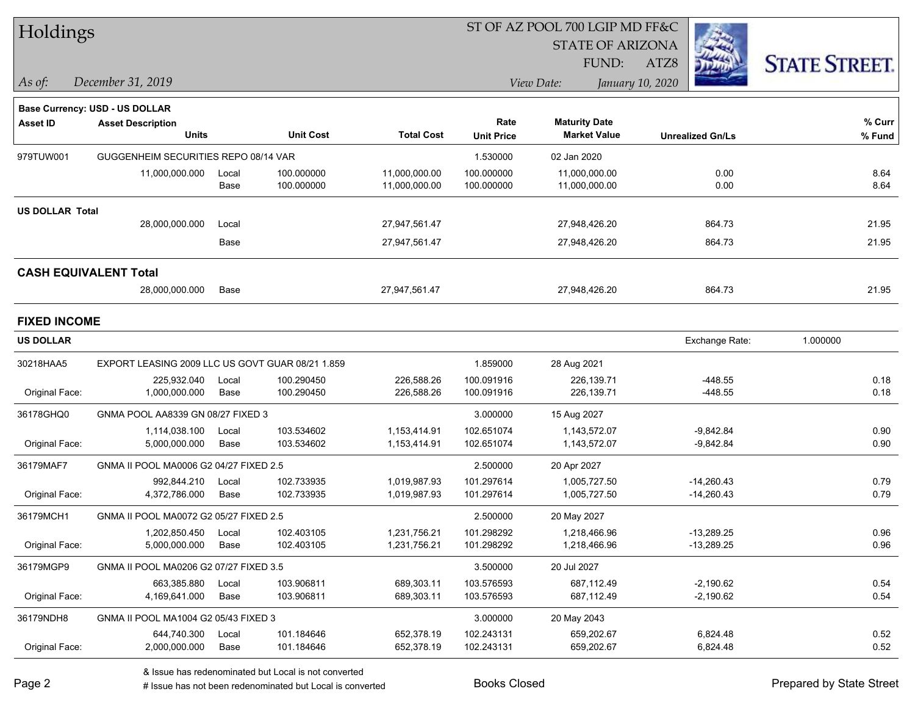# Holdings

ST OF AZ POOL 700 LGIP MD FF&C
STATE OF ARIZONA
FUND: ATZ8

*As of:* *December 31, 2019*

*View Date:* *January 10, 2020*

**Base Currency: USD - US DOLLAR**

| Asset ID | Asset Description / Units | | Unit Cost | Total Cost | Rate / Unit Price | Maturity Date / Market Value | Unrealized Gn/Ls | % Curr / % Fund |
|---|---|---|---|---|---|---|---|---|
| 979TUW001 | GUGGENHEIM SECURITIES REPO 08/14 VAR | | | | 1.530000 | 02 Jan 2020 | | |
| | 11,000,000.000 | Local | 100.000000 | 11,000,000.00 | 100.000000 | 11,000,000.00 | 0.00 | 8.64 |
| | | Base | 100.000000 | 11,000,000.00 | 100.000000 | 11,000,000.00 | 0.00 | 8.64 |
| **US DOLLAR Total** | | | | | | | | |
| | 28,000,000.000 | Local | | 27,947,561.47 | | 27,948,426.20 | 864.73 | 21.95 |
| | | Base | | 27,947,561.47 | | 27,948,426.20 | 864.73 | 21.95 |
| **CASH EQUIVALENT Total** | | | | | | | | |
| | 28,000,000.000 | Base | | 27,947,561.47 | | 27,948,426.20 | 864.73 | 21.95 |

## FIXED INCOME

**US DOLLAR** — Exchange Rate: 1.000000

| Asset ID | Asset Description / Units | | Unit Cost | Total Cost | Rate / Unit Price | Maturity Date / Market Value | Unrealized Gn/Ls | % Curr / % Fund |
|---|---|---|---|---|---|---|---|---|
| 30218HAA5 | EXPORT LEASING 2009 LLC US GOVT GUAR 08/21 1.859 | | | | 1.859000 | 28 Aug 2021 | | |
| | 225,932.040 | Local | 100.290450 | 226,588.26 | 100.091916 | 226,139.71 | -448.55 | 0.18 |
| Original Face: | 1,000,000.000 | Base | 100.290450 | 226,588.26 | 100.091916 | 226,139.71 | -448.55 | 0.18 |
| 36178GHQ0 | GNMA POOL AA8339 GN 08/27 FIXED 3 | | | | 3.000000 | 15 Aug 2027 | | |
| | 1,114,038.100 | Local | 103.534602 | 1,153,414.91 | 102.651074 | 1,143,572.07 | -9,842.84 | 0.90 |
| Original Face: | 5,000,000.000 | Base | 103.534602 | 1,153,414.91 | 102.651074 | 1,143,572.07 | -9,842.84 | 0.90 |
| 36179MAF7 | GNMA II POOL MA0006 G2 04/27 FIXED 2.5 | | | | 2.500000 | 20 Apr 2027 | | |
| | 992,844.210 | Local | 102.733935 | 1,019,987.93 | 101.297614 | 1,005,727.50 | -14,260.43 | 0.79 |
| Original Face: | 4,372,786.000 | Base | 102.733935 | 1,019,987.93 | 101.297614 | 1,005,727.50 | -14,260.43 | 0.79 |
| 36179MCH1 | GNMA II POOL MA0072 G2 05/27 FIXED 2.5 | | | | 2.500000 | 20 May 2027 | | |
| | 1,202,850.450 | Local | 102.403105 | 1,231,756.21 | 101.298292 | 1,218,466.96 | -13,289.25 | 0.96 |
| Original Face: | 5,000,000.000 | Base | 102.403105 | 1,231,756.21 | 101.298292 | 1,218,466.96 | -13,289.25 | 0.96 |
| 36179MGP9 | GNMA II POOL MA0206 G2 07/27 FIXED 3.5 | | | | 3.500000 | 20 Jul 2027 | | |
| | 663,385.880 | Local | 103.906811 | 689,303.11 | 103.576593 | 687,112.49 | -2,190.62 | 0.54 |
| Original Face: | 4,169,641.000 | Base | 103.906811 | 689,303.11 | 103.576593 | 687,112.49 | -2,190.62 | 0.54 |
| 36179NDH8 | GNMA II POOL MA1004 G2 05/43 FIXED 3 | | | | 3.000000 | 20 May 2043 | | |
| | 644,740.300 | Local | 101.184646 | 652,378.19 | 102.243131 | 659,202.67 | 6,824.48 | 0.52 |
| Original Face: | 2,000,000.000 | Base | 101.184646 | 652,378.19 | 102.243131 | 659,202.67 | 6,824.48 | 0.52 |

& Issue has redenominated but Local is not converted
# Issue has not been redenominated but Local is converted

Books Closed

Prepared by State Street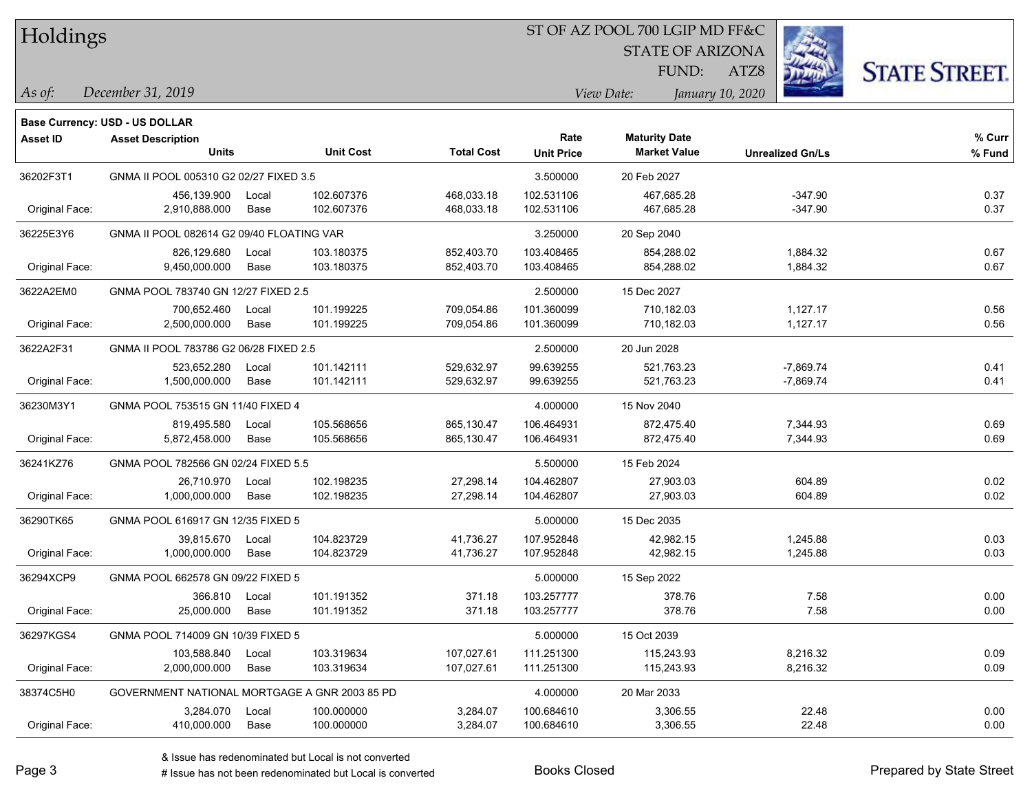# Holdings

ST OF AZ POOL 700 LGIP MD FF&C
STATE OF ARIZONA
FUND: ATZ8

*As of:* *December 31, 2019*
*View Date:* *January 10, 2020*

**Base Currency: USD - US DOLLAR**

| Asset ID | Asset Description / Units | | Unit Cost | Total Cost | Rate / Unit Price | Maturity Date / Market Value | Unrealized Gn/Ls | % Curr / % Fund |
|---|---|---|---|---|---|---|---|---|
| 36202F3T1 | GNMA II POOL 005310 G2 02/27 FIXED 3.5 | | | | 3.500000 | 20 Feb 2027 | | |
| | 456,139.900 | Local | 102.607376 | 468,033.18 | 102.531106 | 467,685.28 | -347.90 | 0.37 |
| Original Face: | 2,910,888.000 | Base | 102.607376 | 468,033.18 | 102.531106 | 467,685.28 | -347.90 | 0.37 |
| 36225E3Y6 | GNMA II POOL 082614 G2 09/40 FLOATING VAR | | | | 3.250000 | 20 Sep 2040 | | |
| | 826,129.680 | Local | 103.180375 | 852,403.70 | 103.408465 | 854,288.02 | 1,884.32 | 0.67 |
| Original Face: | 9,450,000.000 | Base | 103.180375 | 852,403.70 | 103.408465 | 854,288.02 | 1,884.32 | 0.67 |
| 3622A2EM0 | GNMA POOL 783740 GN 12/27 FIXED 2.5 | | | | 2.500000 | 15 Dec 2027 | | |
| | 700,652.460 | Local | 101.199225 | 709,054.86 | 101.360099 | 710,182.03 | 1,127.17 | 0.56 |
| Original Face: | 2,500,000.000 | Base | 101.199225 | 709,054.86 | 101.360099 | 710,182.03 | 1,127.17 | 0.56 |
| 3622A2F31 | GNMA II POOL 783786 G2 06/28 FIXED 2.5 | | | | 2.500000 | 20 Jun 2028 | | |
| | 523,652.280 | Local | 101.142111 | 529,632.97 | 99.639255 | 521,763.23 | -7,869.74 | 0.41 |
| Original Face: | 1,500,000.000 | Base | 101.142111 | 529,632.97 | 99.639255 | 521,763.23 | -7,869.74 | 0.41 |
| 36230M3Y1 | GNMA POOL 753515 GN 11/40 FIXED 4 | | | | 4.000000 | 15 Nov 2040 | | |
| | 819,495.580 | Local | 105.568656 | 865,130.47 | 106.464931 | 872,475.40 | 7,344.93 | 0.69 |
| Original Face: | 5,872,458.000 | Base | 105.568656 | 865,130.47 | 106.464931 | 872,475.40 | 7,344.93 | 0.69 |
| 36241KZ76 | GNMA POOL 782566 GN 02/24 FIXED 5.5 | | | | 5.500000 | 15 Feb 2024 | | |
| | 26,710.970 | Local | 102.198235 | 27,298.14 | 104.462807 | 27,903.03 | 604.89 | 0.02 |
| Original Face: | 1,000,000.000 | Base | 102.198235 | 27,298.14 | 104.462807 | 27,903.03 | 604.89 | 0.02 |
| 36290TK65 | GNMA POOL 616917 GN 12/35 FIXED 5 | | | | 5.000000 | 15 Dec 2035 | | |
| | 39,815.670 | Local | 104.823729 | 41,736.27 | 107.952848 | 42,982.15 | 1,245.88 | 0.03 |
| Original Face: | 1,000,000.000 | Base | 104.823729 | 41,736.27 | 107.952848 | 42,982.15 | 1,245.88 | 0.03 |
| 36294XCP9 | GNMA POOL 662578 GN 09/22 FIXED 5 | | | | 5.000000 | 15 Sep 2022 | | |
| | 366.810 | Local | 101.191352 | 371.18 | 103.257777 | 378.76 | 7.58 | 0.00 |
| Original Face: | 25,000.000 | Base | 101.191352 | 371.18 | 103.257777 | 378.76 | 7.58 | 0.00 |
| 36297KGS4 | GNMA POOL 714009 GN 10/39 FIXED 5 | | | | 5.000000 | 15 Oct 2039 | | |
| | 103,588.840 | Local | 103.319634 | 107,027.61 | 111.251300 | 115,243.93 | 8,216.32 | 0.09 |
| Original Face: | 2,000,000.000 | Base | 103.319634 | 107,027.61 | 111.251300 | 115,243.93 | 8,216.32 | 0.09 |
| 38374C5H0 | GOVERNMENT NATIONAL MORTGAGE A GNR 2003 85 PD | | | | 4.000000 | 20 Mar 2033 | | |
| | 3,284.070 | Local | 100.000000 | 3,284.07 | 100.684610 | 3,306.55 | 22.48 | 0.00 |
| Original Face: | 410,000.000 | Base | 100.000000 | 3,284.07 | 100.684610 | 3,306.55 | 22.48 | 0.00 |

& Issue has redenominated but Local is not converted
# Issue has not been redenominated but Local is converted

Books Closed

Prepared by State Street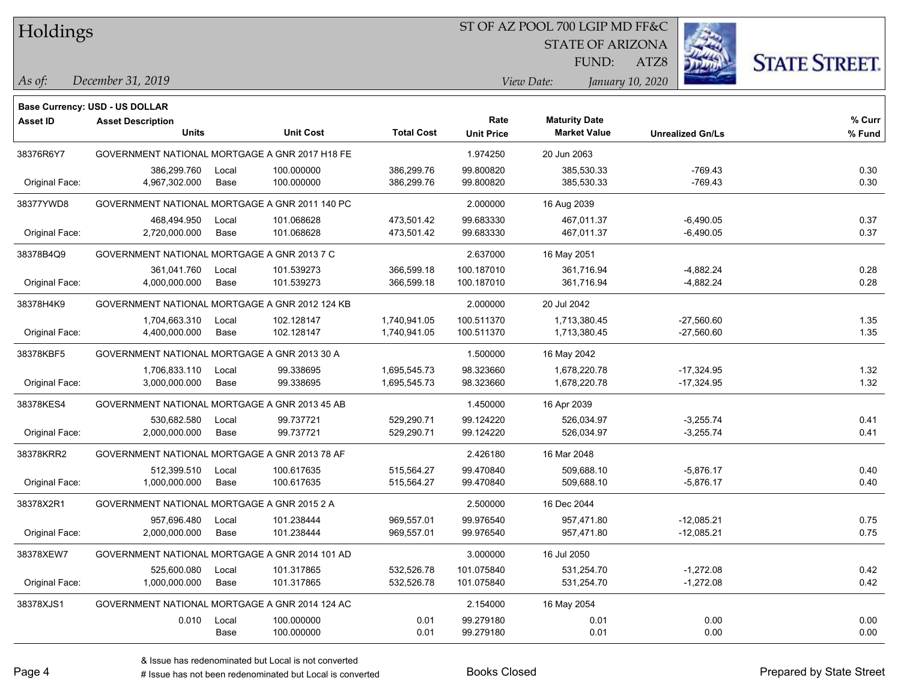# Holdings

ST OF AZ POOL 700 LGIP MD FF&C
STATE OF ARIZONA
FUND: ATZ8

*As of:* *December 31, 2019*

*View Date:* *January 10, 2020*

**Base Currency: USD - US DOLLAR**

| Asset ID | Asset Description / Units | | Unit Cost | Total Cost | Rate / Unit Price | Maturity Date / Market Value | Unrealized Gn/Ls | % Curr / % Fund |
|---|---|---|---|---|---|---|---|---|
| 38376R6Y7 | GOVERNMENT NATIONAL MORTGAGE A GNR 2017 H18 FE | | | | 1.974250 | 20 Jun 2063 | | |
| | 386,299.760 | Local | 100.000000 | 386,299.76 | 99.800820 | 385,530.33 | -769.43 | 0.30 |
| Original Face: | 4,967,302.000 | Base | 100.000000 | 386,299.76 | 99.800820 | 385,530.33 | -769.43 | 0.30 |
| 38377YWD8 | GOVERNMENT NATIONAL MORTGAGE A GNR 2011 140 PC | | | | 2.000000 | 16 Aug 2039 | | |
| | 468,494.950 | Local | 101.068628 | 473,501.42 | 99.683330 | 467,011.37 | -6,490.05 | 0.37 |
| Original Face: | 2,720,000.000 | Base | 101.068628 | 473,501.42 | 99.683330 | 467,011.37 | -6,490.05 | 0.37 |
| 38378B4Q9 | GOVERNMENT NATIONAL MORTGAGE A GNR 2013 7 C | | | | 2.637000 | 16 May 2051 | | |
| | 361,041.760 | Local | 101.539273 | 366,599.18 | 100.187010 | 361,716.94 | -4,882.24 | 0.28 |
| Original Face: | 4,000,000.000 | Base | 101.539273 | 366,599.18 | 100.187010 | 361,716.94 | -4,882.24 | 0.28 |
| 38378H4K9 | GOVERNMENT NATIONAL MORTGAGE A GNR 2012 124 KB | | | | 2.000000 | 20 Jul 2042 | | |
| | 1,704,663.310 | Local | 102.128147 | 1,740,941.05 | 100.511370 | 1,713,380.45 | -27,560.60 | 1.35 |
| Original Face: | 4,400,000.000 | Base | 102.128147 | 1,740,941.05 | 100.511370 | 1,713,380.45 | -27,560.60 | 1.35 |
| 38378KBF5 | GOVERNMENT NATIONAL MORTGAGE A GNR 2013 30 A | | | | 1.500000 | 16 May 2042 | | |
| | 1,706,833.110 | Local | 99.338695 | 1,695,545.73 | 98.323660 | 1,678,220.78 | -17,324.95 | 1.32 |
| Original Face: | 3,000,000.000 | Base | 99.338695 | 1,695,545.73 | 98.323660 | 1,678,220.78 | -17,324.95 | 1.32 |
| 38378KES4 | GOVERNMENT NATIONAL MORTGAGE A GNR 2013 45 AB | | | | 1.450000 | 16 Apr 2039 | | |
| | 530,682.580 | Local | 99.737721 | 529,290.71 | 99.124220 | 526,034.97 | -3,255.74 | 0.41 |
| Original Face: | 2,000,000.000 | Base | 99.737721 | 529,290.71 | 99.124220 | 526,034.97 | -3,255.74 | 0.41 |
| 38378KRR2 | GOVERNMENT NATIONAL MORTGAGE A GNR 2013 78 AF | | | | 2.426180 | 16 Mar 2048 | | |
| | 512,399.510 | Local | 100.617635 | 515,564.27 | 99.470840 | 509,688.10 | -5,876.17 | 0.40 |
| Original Face: | 1,000,000.000 | Base | 100.617635 | 515,564.27 | 99.470840 | 509,688.10 | -5,876.17 | 0.40 |
| 38378X2R1 | GOVERNMENT NATIONAL MORTGAGE A GNR 2015 2 A | | | | 2.500000 | 16 Dec 2044 | | |
| | 957,696.480 | Local | 101.238444 | 969,557.01 | 99.976540 | 957,471.80 | -12,085.21 | 0.75 |
| Original Face: | 2,000,000.000 | Base | 101.238444 | 969,557.01 | 99.976540 | 957,471.80 | -12,085.21 | 0.75 |
| 38378XEW7 | GOVERNMENT NATIONAL MORTGAGE A GNR 2014 101 AD | | | | 3.000000 | 16 Jul 2050 | | |
| | 525,600.080 | Local | 101.317865 | 532,526.78 | 101.075840 | 531,254.70 | -1,272.08 | 0.42 |
| Original Face: | 1,000,000.000 | Base | 101.317865 | 532,526.78 | 101.075840 | 531,254.70 | -1,272.08 | 0.42 |
| 38378XJS1 | GOVERNMENT NATIONAL MORTGAGE A GNR 2014 124 AC | | | | 2.154000 | 16 May 2054 | | |
| | 0.010 | Local | 100.000000 | 0.01 | 99.279180 | 0.01 | 0.00 | 0.00 |
| | | Base | 100.000000 | 0.01 | 99.279180 | 0.01 | 0.00 | 0.00 |

& Issue has redenominated but Local is not converted
# Issue has not been redenominated but Local is converted

Books Closed

Prepared by State Street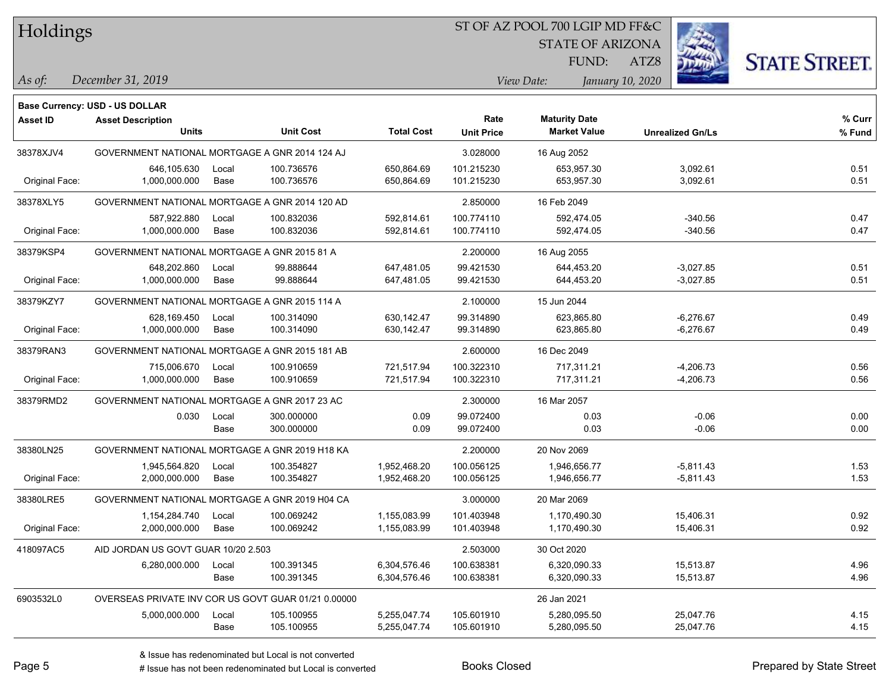# Holdings

ST OF AZ POOL 700 LGIP MD FF&C
STATE OF ARIZONA
FUND: ATZ8

*As of:* *December 31, 2019*  *View Date:* *January 10, 2020*

**Base Currency: USD - US DOLLAR**

| Asset ID | Asset Description / Units | | Unit Cost | Total Cost | Rate / Unit Price | Maturity Date / Market Value | Unrealized Gn/Ls | % Curr / % Fund |
|---|---|---|---|---|---|---|---|---|
| 38378XJV4 | GOVERNMENT NATIONAL MORTGAGE A GNR 2014 124 AJ | | | | 3.028000 | 16 Aug 2052 | | |
| | 646,105.630 | Local | 100.736576 | 650,864.69 | 101.215230 | 653,957.30 | 3,092.61 | 0.51 |
| Original Face: | 1,000,000.000 | Base | 100.736576 | 650,864.69 | 101.215230 | 653,957.30 | 3,092.61 | 0.51 |
| 38378XLY5 | GOVERNMENT NATIONAL MORTGAGE A GNR 2014 120 AD | | | | 2.850000 | 16 Feb 2049 | | |
| | 587,922.880 | Local | 100.832036 | 592,814.61 | 100.774110 | 592,474.05 | -340.56 | 0.47 |
| Original Face: | 1,000,000.000 | Base | 100.832036 | 592,814.61 | 100.774110 | 592,474.05 | -340.56 | 0.47 |
| 38379KSP4 | GOVERNMENT NATIONAL MORTGAGE A GNR 2015 81 A | | | | 2.200000 | 16 Aug 2055 | | |
| | 648,202.860 | Local | 99.888644 | 647,481.05 | 99.421530 | 644,453.20 | -3,027.85 | 0.51 |
| Original Face: | 1,000,000.000 | Base | 99.888644 | 647,481.05 | 99.421530 | 644,453.20 | -3,027.85 | 0.51 |
| 38379KZY7 | GOVERNMENT NATIONAL MORTGAGE A GNR 2015 114 A | | | | 2.100000 | 15 Jun 2044 | | |
| | 628,169.450 | Local | 100.314090 | 630,142.47 | 99.314890 | 623,865.80 | -6,276.67 | 0.49 |
| Original Face: | 1,000,000.000 | Base | 100.314090 | 630,142.47 | 99.314890 | 623,865.80 | -6,276.67 | 0.49 |
| 38379RAN3 | GOVERNMENT NATIONAL MORTGAGE A GNR 2015 181 AB | | | | 2.600000 | 16 Dec 2049 | | |
| | 715,006.670 | Local | 100.910659 | 721,517.94 | 100.322310 | 717,311.21 | -4,206.73 | 0.56 |
| Original Face: | 1,000,000.000 | Base | 100.910659 | 721,517.94 | 100.322310 | 717,311.21 | -4,206.73 | 0.56 |
| 38379RMD2 | GOVERNMENT NATIONAL MORTGAGE A GNR 2017 23 AC | | | | 2.300000 | 16 Mar 2057 | | |
| | 0.030 | Local | 300.000000 | 0.09 | 99.072400 | 0.03 | -0.06 | 0.00 |
| | | Base | 300.000000 | 0.09 | 99.072400 | 0.03 | -0.06 | 0.00 |
| 38380LN25 | GOVERNMENT NATIONAL MORTGAGE A GNR 2019 H18 KA | | | | 2.200000 | 20 Nov 2069 | | |
| | 1,945,564.820 | Local | 100.354827 | 1,952,468.20 | 100.056125 | 1,946,656.77 | -5,811.43 | 1.53 |
| Original Face: | 2,000,000.000 | Base | 100.354827 | 1,952,468.20 | 100.056125 | 1,946,656.77 | -5,811.43 | 1.53 |
| 38380LRE5 | GOVERNMENT NATIONAL MORTGAGE A GNR 2019 H04 CA | | | | 3.000000 | 20 Mar 2069 | | |
| | 1,154,284.740 | Local | 100.069242 | 1,155,083.99 | 101.403948 | 1,170,490.30 | 15,406.31 | 0.92 |
| Original Face: | 2,000,000.000 | Base | 100.069242 | 1,155,083.99 | 101.403948 | 1,170,490.30 | 15,406.31 | 0.92 |
| 418097AC5 | AID JORDAN US GOVT GUAR 10/20 2.503 | | | | 2.503000 | 30 Oct 2020 | | |
| | 6,280,000.000 | Local | 100.391345 | 6,304,576.46 | 100.638381 | 6,320,090.33 | 15,513.87 | 4.96 |
| | | Base | 100.391345 | 6,304,576.46 | 100.638381 | 6,320,090.33 | 15,513.87 | 4.96 |
| 6903532L0 | OVERSEAS PRIVATE INV COR US GOVT GUAR 01/21 0.00000 | | | | | 26 Jan 2021 | | |
| | 5,000,000.000 | Local | 105.100955 | 5,255,047.74 | 105.601910 | 5,280,095.50 | 25,047.76 | 4.15 |
| | | Base | 105.100955 | 5,255,047.74 | 105.601910 | 5,280,095.50 | 25,047.76 | 4.15 |

& Issue has redenominated but Local is not converted
# Issue has not been redenominated but Local is converted

Books Closed

Prepared by State Street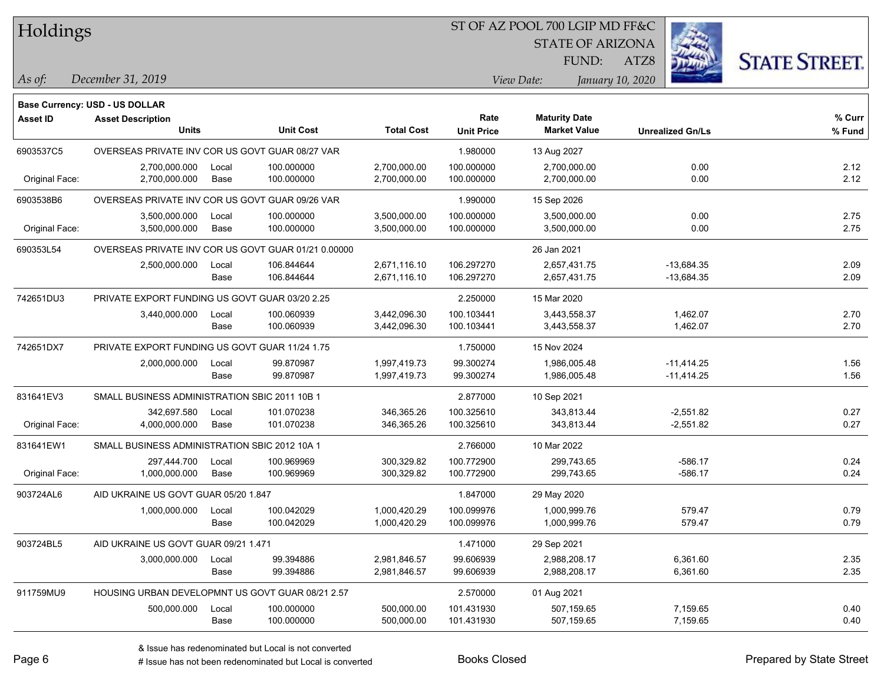# Holdings

ST OF AZ POOL 700 LGIP MD FF&C
STATE OF ARIZONA
FUND: ATZ8

*As of:* *December 31, 2019*

*View Date:* *January 10, 2020*

**Base Currency: USD - US DOLLAR**

| Asset ID | Asset Description / Units | | Unit Cost | Total Cost | Rate / Unit Price | Maturity Date / Market Value | Unrealized Gn/Ls | % Curr / % Fund |
|---|---|---|---|---|---|---|---|---|
| 6903537C5 | OVERSEAS PRIVATE INV COR US GOVT GUAR 08/27 VAR | | | | 1.980000 | 13 Aug 2027 | | |
| | 2,700,000.000 | Local | 100.000000 | 2,700,000.00 | 100.000000 | 2,700,000.00 | 0.00 | 2.12 |
| Original Face: | 2,700,000.000 | Base | 100.000000 | 2,700,000.00 | 100.000000 | 2,700,000.00 | 0.00 | 2.12 |
| 6903538B6 | OVERSEAS PRIVATE INV COR US GOVT GUAR 09/26 VAR | | | | 1.990000 | 15 Sep 2026 | | |
| | 3,500,000.000 | Local | 100.000000 | 3,500,000.00 | 100.000000 | 3,500,000.00 | 0.00 | 2.75 |
| Original Face: | 3,500,000.000 | Base | 100.000000 | 3,500,000.00 | 100.000000 | 3,500,000.00 | 0.00 | 2.75 |
| 690353L54 | OVERSEAS PRIVATE INV COR US GOVT GUAR 01/21 0.00000 | | | | | 26 Jan 2021 | | |
| | 2,500,000.000 | Local | 106.844644 | 2,671,116.10 | 106.297270 | 2,657,431.75 | -13,684.35 | 2.09 |
| | | Base | 106.844644 | 2,671,116.10 | 106.297270 | 2,657,431.75 | -13,684.35 | 2.09 |
| 742651DU3 | PRIVATE EXPORT FUNDING US GOVT GUAR 03/20 2.25 | | | | 2.250000 | 15 Mar 2020 | | |
| | 3,440,000.000 | Local | 100.060939 | 3,442,096.30 | 100.103441 | 3,443,558.37 | 1,462.07 | 2.70 |
| | | Base | 100.060939 | 3,442,096.30 | 100.103441 | 3,443,558.37 | 1,462.07 | 2.70 |
| 742651DX7 | PRIVATE EXPORT FUNDING US GOVT GUAR 11/24 1.75 | | | | 1.750000 | 15 Nov 2024 | | |
| | 2,000,000.000 | Local | 99.870987 | 1,997,419.73 | 99.300274 | 1,986,005.48 | -11,414.25 | 1.56 |
| | | Base | 99.870987 | 1,997,419.73 | 99.300274 | 1,986,005.48 | -11,414.25 | 1.56 |
| 831641EV3 | SMALL BUSINESS ADMINISTRATION SBIC 2011 10B 1 | | | | 2.877000 | 10 Sep 2021 | | |
| | 342,697.580 | Local | 101.070238 | 346,365.26 | 100.325610 | 343,813.44 | -2,551.82 | 0.27 |
| Original Face: | 4,000,000.000 | Base | 101.070238 | 346,365.26 | 100.325610 | 343,813.44 | -2,551.82 | 0.27 |
| 831641EW1 | SMALL BUSINESS ADMINISTRATION SBIC 2012 10A 1 | | | | 2.766000 | 10 Mar 2022 | | |
| | 297,444.700 | Local | 100.969969 | 300,329.82 | 100.772900 | 299,743.65 | -586.17 | 0.24 |
| Original Face: | 1,000,000.000 | Base | 100.969969 | 300,329.82 | 100.772900 | 299,743.65 | -586.17 | 0.24 |
| 903724AL6 | AID UKRAINE US GOVT GUAR 05/20 1.847 | | | | 1.847000 | 29 May 2020 | | |
| | 1,000,000.000 | Local | 100.042029 | 1,000,420.29 | 100.099976 | 1,000,999.76 | 579.47 | 0.79 |
| | | Base | 100.042029 | 1,000,420.29 | 100.099976 | 1,000,999.76 | 579.47 | 0.79 |
| 903724BL5 | AID UKRAINE US GOVT GUAR 09/21 1.471 | | | | 1.471000 | 29 Sep 2021 | | |
| | 3,000,000.000 | Local | 99.394886 | 2,981,846.57 | 99.606939 | 2,988,208.17 | 6,361.60 | 2.35 |
| | | Base | 99.394886 | 2,981,846.57 | 99.606939 | 2,988,208.17 | 6,361.60 | 2.35 |
| 911759MU9 | HOUSING URBAN DEVELOPMNT US GOVT GUAR 08/21 2.57 | | | | 2.570000 | 01 Aug 2021 | | |
| | 500,000.000 | Local | 100.000000 | 500,000.00 | 101.431930 | 507,159.65 | 7,159.65 | 0.40 |
| | | Base | 100.000000 | 500,000.00 | 101.431930 | 507,159.65 | 7,159.65 | 0.40 |

& Issue has redenominated but Local is not converted
# Issue has not been redenominated but Local is converted

Books Closed

Prepared by State Street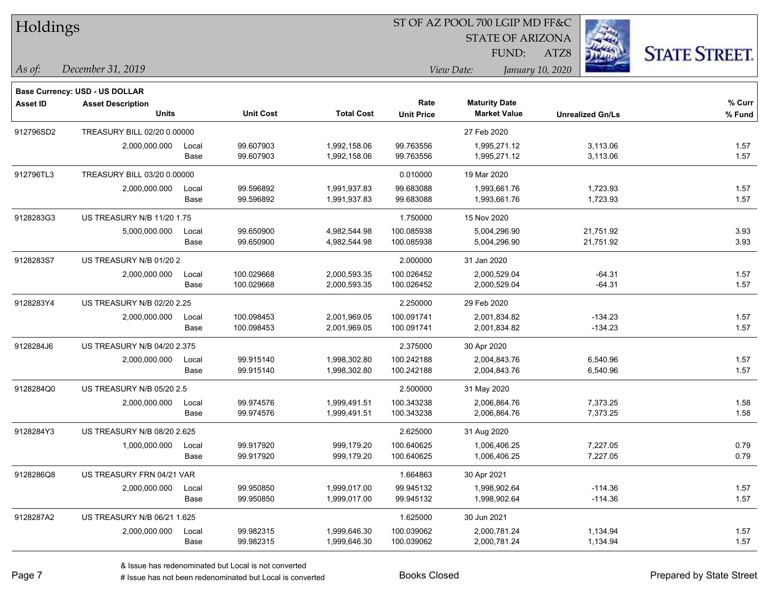# Holdings

ST OF AZ POOL 700 LGIP MD FF&C
STATE OF ARIZONA
FUND: ATZ8

*As of:* *December 31, 2019*
*View Date:* *January 10, 2020*

**Base Currency: USD - US DOLLAR**

| Asset ID | Asset Description / Units | | Unit Cost | Total Cost | Rate / Unit Price | Maturity Date / Market Value | Unrealized Gn/Ls | % Curr / % Fund |
|---|---|---|---|---|---|---|---|---|
| 912796SD2 | TREASURY BILL 02/20 0.00000 | | | | | 27 Feb 2020 | | |
| | 2,000,000.000 | Local | 99.607903 | 1,992,158.06 | 99.763556 | 1,995,271.12 | 3,113.06 | 1.57 |
| | | Base | 99.607903 | 1,992,158.06 | 99.763556 | 1,995,271.12 | 3,113.06 | 1.57 |
| 912796TL3 | TREASURY BILL 03/20 0.00000 | | | | 0.010000 | 19 Mar 2020 | | |
| | 2,000,000.000 | Local | 99.596892 | 1,991,937.83 | 99.683088 | 1,993,661.76 | 1,723.93 | 1.57 |
| | | Base | 99.596892 | 1,991,937.83 | 99.683088 | 1,993,661.76 | 1,723.93 | 1.57 |
| 9128283G3 | US TREASURY N/B 11/20 1.75 | | | | 1.750000 | 15 Nov 2020 | | |
| | 5,000,000.000 | Local | 99.650900 | 4,982,544.98 | 100.085938 | 5,004,296.90 | 21,751.92 | 3.93 |
| | | Base | 99.650900 | 4,982,544.98 | 100.085938 | 5,004,296.90 | 21,751.92 | 3.93 |
| 9128283S7 | US TREASURY N/B 01/20 2 | | | | 2.000000 | 31 Jan 2020 | | |
| | 2,000,000.000 | Local | 100.029668 | 2,000,593.35 | 100.026452 | 2,000,529.04 | -64.31 | 1.57 |
| | | Base | 100.029668 | 2,000,593.35 | 100.026452 | 2,000,529.04 | -64.31 | 1.57 |
| 9128283Y4 | US TREASURY N/B 02/20 2.25 | | | | 2.250000 | 29 Feb 2020 | | |
| | 2,000,000.000 | Local | 100.098453 | 2,001,969.05 | 100.091741 | 2,001,834.82 | -134.23 | 1.57 |
| | | Base | 100.098453 | 2,001,969.05 | 100.091741 | 2,001,834.82 | -134.23 | 1.57 |
| 9128284J6 | US TREASURY N/B 04/20 2.375 | | | | 2.375000 | 30 Apr 2020 | | |
| | 2,000,000.000 | Local | 99.915140 | 1,998,302.80 | 100.242188 | 2,004,843.76 | 6,540.96 | 1.57 |
| | | Base | 99.915140 | 1,998,302.80 | 100.242188 | 2,004,843.76 | 6,540.96 | 1.57 |
| 9128284Q0 | US TREASURY N/B 05/20 2.5 | | | | 2.500000 | 31 May 2020 | | |
| | 2,000,000.000 | Local | 99.974576 | 1,999,491.51 | 100.343238 | 2,006,864.76 | 7,373.25 | 1.58 |
| | | Base | 99.974576 | 1,999,491.51 | 100.343238 | 2,006,864.76 | 7,373.25 | 1.58 |
| 9128284Y3 | US TREASURY N/B 08/20 2.625 | | | | 2.625000 | 31 Aug 2020 | | |
| | 1,000,000.000 | Local | 99.917920 | 999,179.20 | 100.640625 | 1,006,406.25 | 7,227.05 | 0.79 |
| | | Base | 99.917920 | 999,179.20 | 100.640625 | 1,006,406.25 | 7,227.05 | 0.79 |
| 9128286Q8 | US TREASURY FRN 04/21 VAR | | | | 1.664863 | 30 Apr 2021 | | |
| | 2,000,000.000 | Local | 99.950850 | 1,999,017.00 | 99.945132 | 1,998,902.64 | -114.36 | 1.57 |
| | | Base | 99.950850 | 1,999,017.00 | 99.945132 | 1,998,902.64 | -114.36 | 1.57 |
| 9128287A2 | US TREASURY N/B 06/21 1.625 | | | | 1.625000 | 30 Jun 2021 | | |
| | 2,000,000.000 | Local | 99.982315 | 1,999,646.30 | 100.039062 | 2,000,781.24 | 1,134.94 | 1.57 |
| | | Base | 99.982315 | 1,999,646.30 | 100.039062 | 2,000,781.24 | 1,134.94 | 1.57 |

& Issue has redenominated but Local is not converted
# Issue has not been redenominated but Local is converted

Books Closed

Prepared by State Street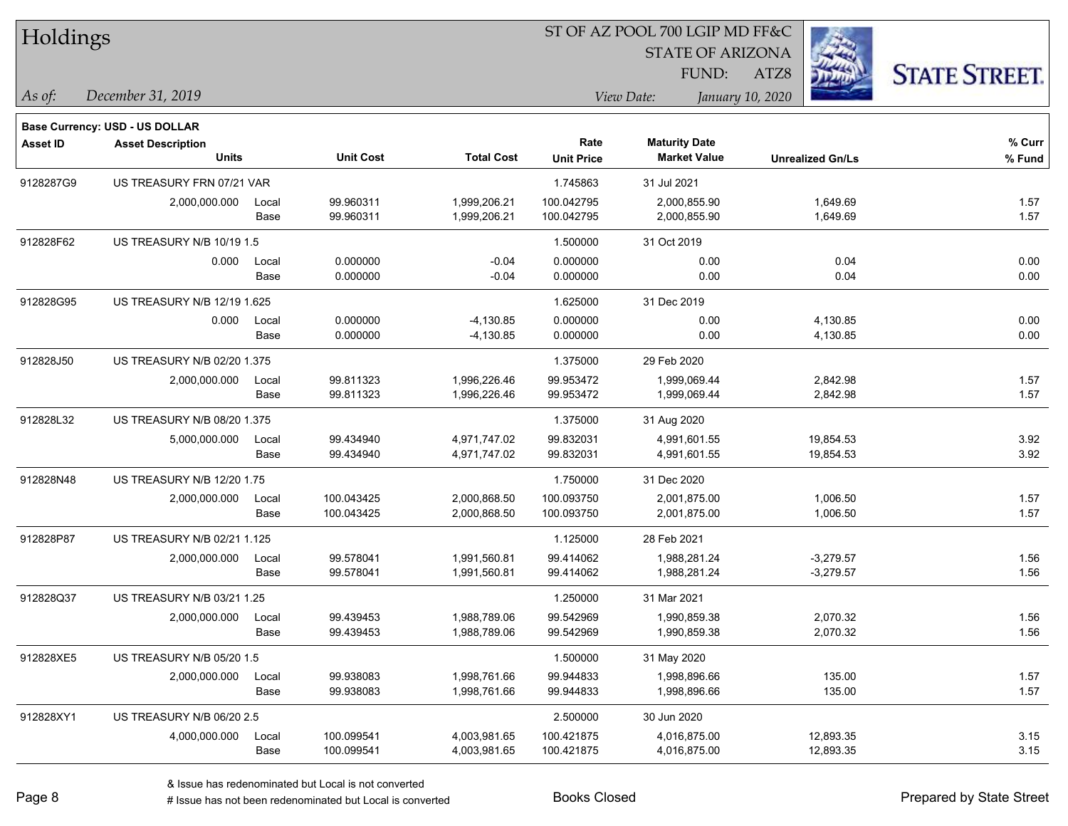# Holdings

ST OF AZ POOL 700 LGIP MD FF&C
STATE OF ARIZONA
FUND: ATZ8

*As of:* *December 31, 2019*

*View Date:* *January 10, 2020*

STATE STREET.

**Base Currency: USD - US DOLLAR**

| Asset ID | Asset Description / Units | | Unit Cost | Total Cost | Rate / Unit Price | Maturity Date / Market Value | Unrealized Gn/Ls | % Curr / % Fund |
|---|---|---|---|---|---|---|---|---|
| 9128287G9 | US TREASURY FRN 07/21 VAR | | | | 1.745863 | 31 Jul 2021 | | |
| | 2,000,000.000 | Local | 99.960311 | 1,999,206.21 | 100.042795 | 2,000,855.90 | 1,649.69 | 1.57 |
| | | Base | 99.960311 | 1,999,206.21 | 100.042795 | 2,000,855.90 | 1,649.69 | 1.57 |
| 912828F62 | US TREASURY N/B 10/19 1.5 | | | | 1.500000 | 31 Oct 2019 | | |
| | 0.000 | Local | 0.000000 | -0.04 | 0.000000 | 0.00 | 0.04 | 0.00 |
| | | Base | 0.000000 | -0.04 | 0.000000 | 0.00 | 0.04 | 0.00 |
| 912828G95 | US TREASURY N/B 12/19 1.625 | | | | 1.625000 | 31 Dec 2019 | | |
| | 0.000 | Local | 0.000000 | -4,130.85 | 0.000000 | 0.00 | 4,130.85 | 0.00 |
| | | Base | 0.000000 | -4,130.85 | 0.000000 | 0.00 | 4,130.85 | 0.00 |
| 912828J50 | US TREASURY N/B 02/20 1.375 | | | | 1.375000 | 29 Feb 2020 | | |
| | 2,000,000.000 | Local | 99.811323 | 1,996,226.46 | 99.953472 | 1,999,069.44 | 2,842.98 | 1.57 |
| | | Base | 99.811323 | 1,996,226.46 | 99.953472 | 1,999,069.44 | 2,842.98 | 1.57 |
| 912828L32 | US TREASURY N/B 08/20 1.375 | | | | 1.375000 | 31 Aug 2020 | | |
| | 5,000,000.000 | Local | 99.434940 | 4,971,747.02 | 99.832031 | 4,991,601.55 | 19,854.53 | 3.92 |
| | | Base | 99.434940 | 4,971,747.02 | 99.832031 | 4,991,601.55 | 19,854.53 | 3.92 |
| 912828N48 | US TREASURY N/B 12/20 1.75 | | | | 1.750000 | 31 Dec 2020 | | |
| | 2,000,000.000 | Local | 100.043425 | 2,000,868.50 | 100.093750 | 2,001,875.00 | 1,006.50 | 1.57 |
| | | Base | 100.043425 | 2,000,868.50 | 100.093750 | 2,001,875.00 | 1,006.50 | 1.57 |
| 912828P87 | US TREASURY N/B 02/21 1.125 | | | | 1.125000 | 28 Feb 2021 | | |
| | 2,000,000.000 | Local | 99.578041 | 1,991,560.81 | 99.414062 | 1,988,281.24 | -3,279.57 | 1.56 |
| | | Base | 99.578041 | 1,991,560.81 | 99.414062 | 1,988,281.24 | -3,279.57 | 1.56 |
| 912828Q37 | US TREASURY N/B 03/21 1.25 | | | | 1.250000 | 31 Mar 2021 | | |
| | 2,000,000.000 | Local | 99.439453 | 1,988,789.06 | 99.542969 | 1,990,859.38 | 2,070.32 | 1.56 |
| | | Base | 99.439453 | 1,988,789.06 | 99.542969 | 1,990,859.38 | 2,070.32 | 1.56 |
| 912828XE5 | US TREASURY N/B 05/20 1.5 | | | | 1.500000 | 31 May 2020 | | |
| | 2,000,000.000 | Local | 99.938083 | 1,998,761.66 | 99.944833 | 1,998,896.66 | 135.00 | 1.57 |
| | | Base | 99.938083 | 1,998,761.66 | 99.944833 | 1,998,896.66 | 135.00 | 1.57 |
| 912828XY1 | US TREASURY N/B 06/20 2.5 | | | | 2.500000 | 30 Jun 2020 | | |
| | 4,000,000.000 | Local | 100.099541 | 4,003,981.65 | 100.421875 | 4,016,875.00 | 12,893.35 | 3.15 |
| | | Base | 100.099541 | 4,003,981.65 | 100.421875 | 4,016,875.00 | 12,893.35 | 3.15 |

& Issue has redenominated but Local is not converted
# Issue has not been redenominated but Local is converted

Books Closed

Prepared by State Street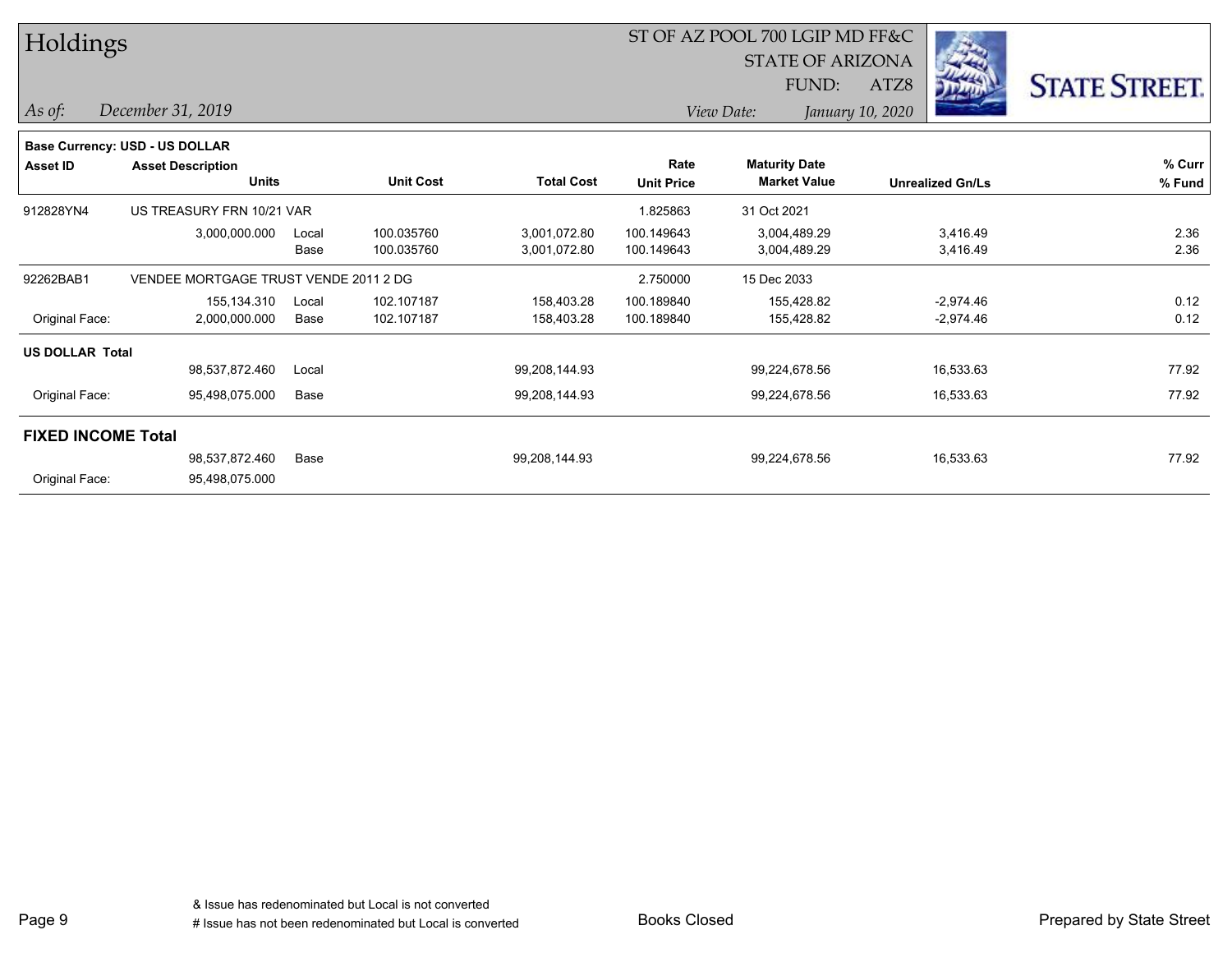# Holdings

ST OF AZ POOL 700 LGIP MD FF&C
STATE OF ARIZONA
FUND: ATZ8

*As of:* *December 31, 2019*
*View Date:* *January 10, 2020*

**Base Currency: USD - US DOLLAR**

| Asset ID | Asset Description / Units | | Unit Cost | Total Cost | Rate / Unit Price | Maturity Date / Market Value | Unrealized Gn/Ls | % Curr / % Fund |
|---|---|---|---|---|---|---|---|---|
| 912828YN4 | US TREASURY FRN 10/21 VAR | | | | 1.825863 | 31 Oct 2021 | | |
| | 3,000,000.000 | Local | 100.035760 | 3,001,072.80 | 100.149643 | 3,004,489.29 | 3,416.49 | 2.36 |
| | | Base | 100.035760 | 3,001,072.80 | 100.149643 | 3,004,489.29 | 3,416.49 | 2.36 |
| 92262BAB1 | VENDEE MORTGAGE TRUST VENDE 2011 2 DG | | | | 2.750000 | 15 Dec 2033 | | |
| | 155,134.310 | Local | 102.107187 | 158,403.28 | 100.189840 | 155,428.82 | -2,974.46 | 0.12 |
| Original Face: | 2,000,000.000 | Base | 102.107187 | 158,403.28 | 100.189840 | 155,428.82 | -2,974.46 | 0.12 |
| **US DOLLAR Total** | | | | | | | | |
| | 98,537,872.460 | Local | | 99,208,144.93 | | 99,224,678.56 | 16,533.63 | 77.92 |
| Original Face: | 95,498,075.000 | Base | | 99,208,144.93 | | 99,224,678.56 | 16,533.63 | 77.92 |
| **FIXED INCOME Total** | | | | | | | | |
| | 98,537,872.460 | Base | | 99,208,144.93 | | 99,224,678.56 | 16,533.63 | 77.92 |
| Original Face: | 95,498,075.000 | | | | | | | |

& Issue has redenominated but Local is not converted
# Issue has not been redenominated but Local is converted

Books Closed

Prepared by State Street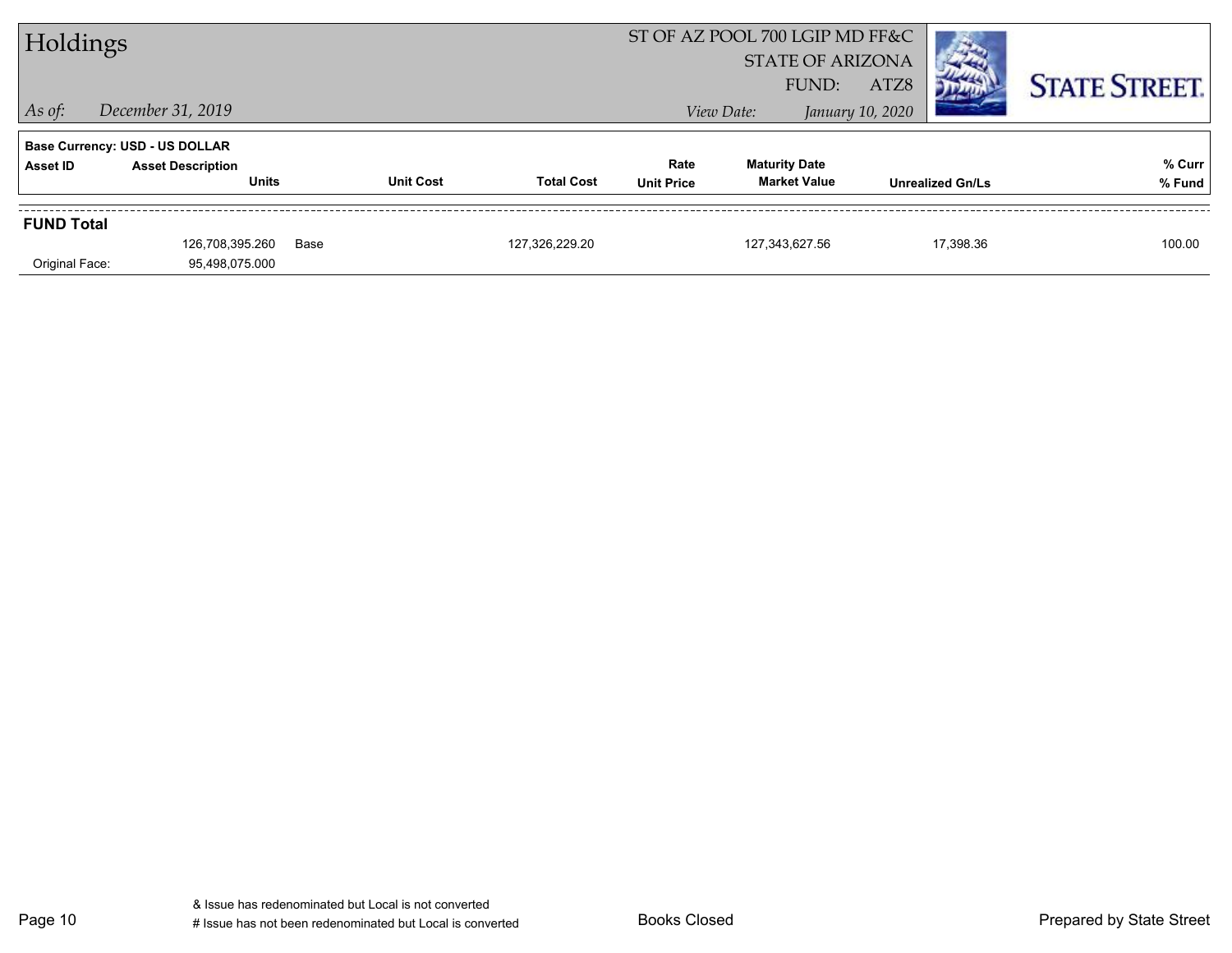# Holdings

ST OF AZ POOL 700 LGIP MD FF&C
STATE OF ARIZONA
FUND: ATZ8

*As of:* *December 31, 2019*

*View Date:* *January 10, 2020*

STATE STREET.

**Base Currency: USD - US DOLLAR**

| Asset ID | Asset Description / Units | Unit Cost | Total Cost | Rate / Unit Price | Maturity Date / Market Value | Unrealized Gn/Ls | % Curr / % Fund |
|---|---|---|---|---|---|---|---|
| **FUND Total** | | | | | | | |
| | 126,708,395.260 | Base | 127,326,229.20 | | 127,343,627.56 | 17,398.36 | 100.00 |
| Original Face: | 95,498,075.000 | | | | | | |

& Issue has redenominated but Local is not converted
# Issue has not been redenominated but Local is converted

Books Closed

Prepared by State Street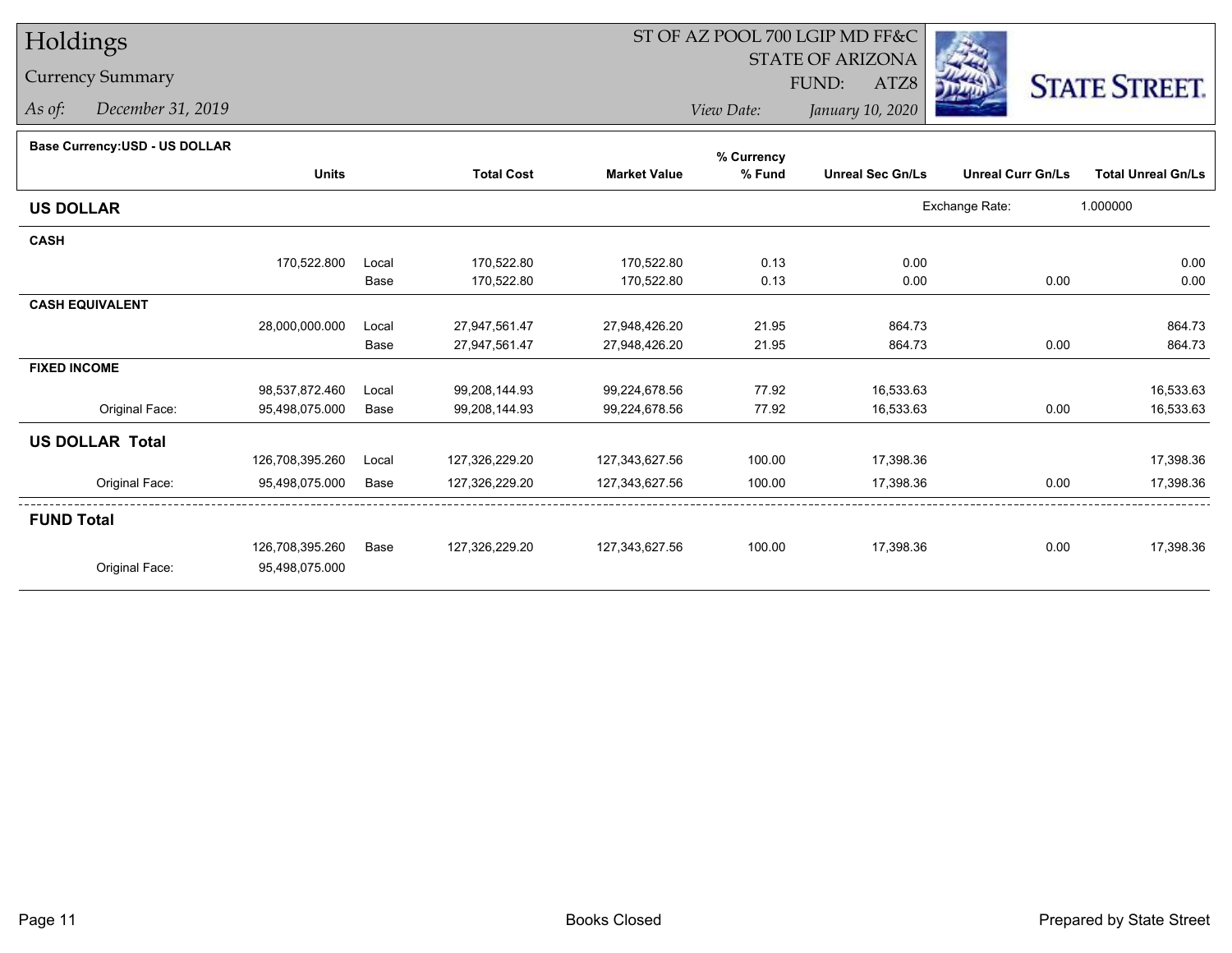# Holdings

## Currency Summary

*As of: December 31, 2019*

ST OF AZ POOL 700 LGIP MD FF&C
STATE OF ARIZONA
FUND: ATZ8

*View Date: January 10, 2020*

**Base Currency:USD - US DOLLAR**

| | Units | | Total Cost | Market Value | % Currency % Fund | Unreal Sec Gn/Ls | Unreal Curr Gn/Ls | Total Unreal Gn/Ls |
|---|---|---|---|---|---|---|---|---|
| **US DOLLAR** | | | | | | Exchange Rate: | 1.000000 | |
| **CASH** | | | | | | | | |
| | 170,522.800 | Local | 170,522.80 | 170,522.80 | 0.13 | 0.00 | | 0.00 |
| | | Base | 170,522.80 | 170,522.80 | 0.13 | 0.00 | 0.00 | 0.00 |
| **CASH EQUIVALENT** | | | | | | | | |
| | 28,000,000.000 | Local | 27,947,561.47 | 27,948,426.20 | 21.95 | 864.73 | | 864.73 |
| | | Base | 27,947,561.47 | 27,948,426.20 | 21.95 | 864.73 | 0.00 | 864.73 |
| **FIXED INCOME** | | | | | | | | |
| | 98,537,872.460 | Local | 99,208,144.93 | 99,224,678.56 | 77.92 | 16,533.63 | | 16,533.63 |
| Original Face: | 95,498,075.000 | Base | 99,208,144.93 | 99,224,678.56 | 77.92 | 16,533.63 | 0.00 | 16,533.63 |
| **US DOLLAR Total** | | | | | | | | |
| | 126,708,395.260 | Local | 127,326,229.20 | 127,343,627.56 | 100.00 | 17,398.36 | | 17,398.36 |
| Original Face: | 95,498,075.000 | Base | 127,326,229.20 | 127,343,627.56 | 100.00 | 17,398.36 | 0.00 | 17,398.36 |
| **FUND Total** | | | | | | | | |
| | 126,708,395.260 | Base | 127,326,229.20 | 127,343,627.56 | 100.00 | 17,398.36 | 0.00 | 17,398.36 |
| Original Face: | 95,498,075.000 | | | | | | | |

Books Closed

Prepared by State Street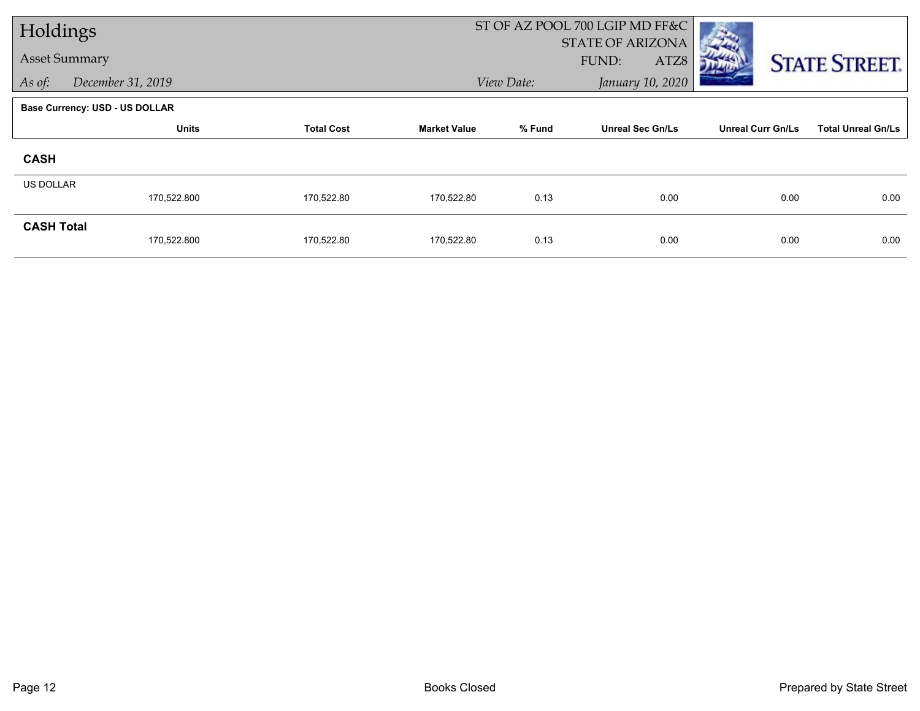# Holdings

## Asset Summary

*As of:* *December 31, 2019*

ST OF AZ POOL 700 LGIP MD FF&C
STATE OF ARIZONA
FUND: ATZ8

*View Date:* *January 10, 2020*

**Base Currency: USD - US DOLLAR**

| | Units | Total Cost | Market Value | % Fund | Unreal Sec Gn/Ls | Unreal Curr Gn/Ls | Total Unreal Gn/Ls |
|---|---|---|---|---|---|---|---|
| **CASH** | | | | | | | |
| US DOLLAR | 170,522.800 | 170,522.80 | 170,522.80 | 0.13 | 0.00 | 0.00 | 0.00 |
| **CASH Total** | 170,522.800 | 170,522.80 | 170,522.80 | 0.13 | 0.00 | 0.00 | 0.00 |

Books Closed

Prepared by State Street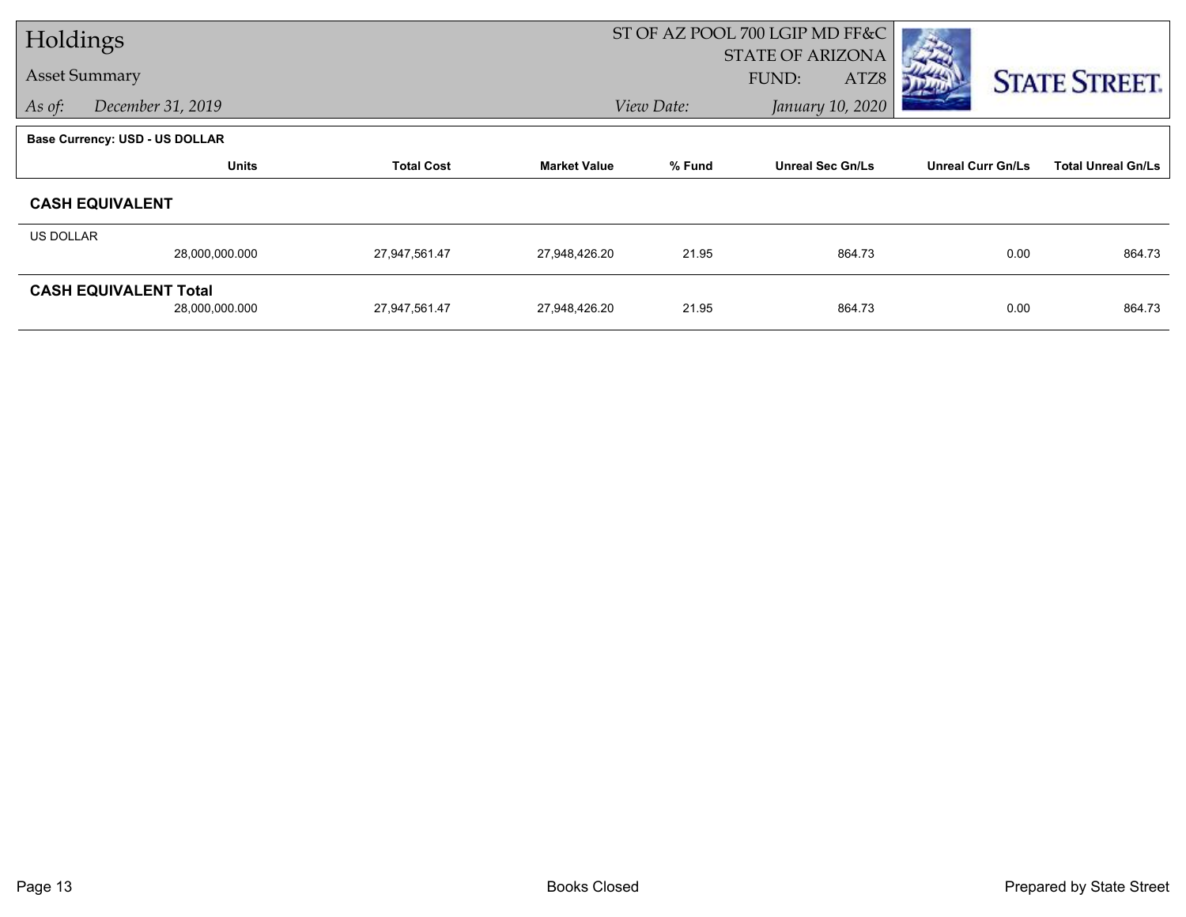# Holdings

Asset Summary

*As of:* *December 31, 2019*

ST OF AZ POOL 700 LGIP MD FF&C
STATE OF ARIZONA
FUND: ATZ8
*View Date:* *January 10, 2020*

STATE STREET.

**Base Currency: USD - US DOLLAR**

| | Units | Total Cost | Market Value | % Fund | Unreal Sec Gn/Ls | Unreal Curr Gn/Ls | Total Unreal Gn/Ls |
|---|---|---|---|---|---|---|---|
| **CASH EQUIVALENT** | | | | | | | |
| US DOLLAR | | | | | | | |
| | 28,000,000.000 | 27,947,561.47 | 27,948,426.20 | 21.95 | 864.73 | 0.00 | 864.73 |
| **CASH EQUIVALENT Total** | | | | | | | |
| | 28,000,000.000 | 27,947,561.47 | 27,948,426.20 | 21.95 | 864.73 | 0.00 | 864.73 |

Books Closed

Prepared by State Street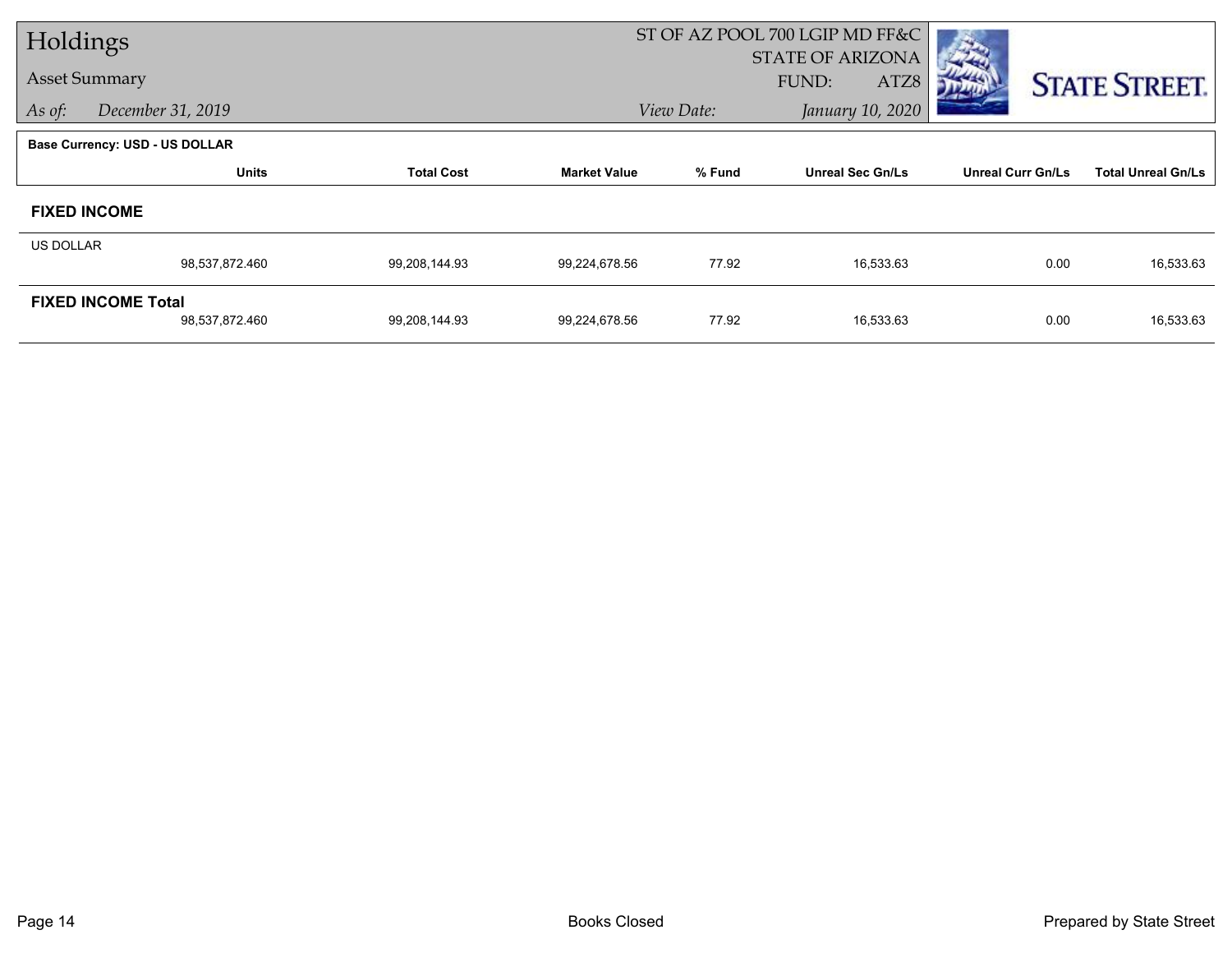# Holdings

## Asset Summary

*As of:* *December 31, 2019*

ST OF AZ POOL 700 LGIP MD FF&C
STATE OF ARIZONA
FUND: ATZ8

*View Date:* *January 10, 2020*

STATE STREET.

**Base Currency: USD - US DOLLAR**

| | Units | Total Cost | Market Value | % Fund | Unreal Sec Gn/Ls | Unreal Curr Gn/Ls | Total Unreal Gn/Ls |
|---|---|---|---|---|---|---|---|
| **FIXED INCOME** | | | | | | | |
| US DOLLAR | 98,537,872.460 | 99,208,144.93 | 99,224,678.56 | 77.92 | 16,533.63 | 0.00 | 16,533.63 |
| **FIXED INCOME Total** | 98,537,872.460 | 99,208,144.93 | 99,224,678.56 | 77.92 | 16,533.63 | 0.00 | 16,533.63 |

Books Closed

Prepared by State Street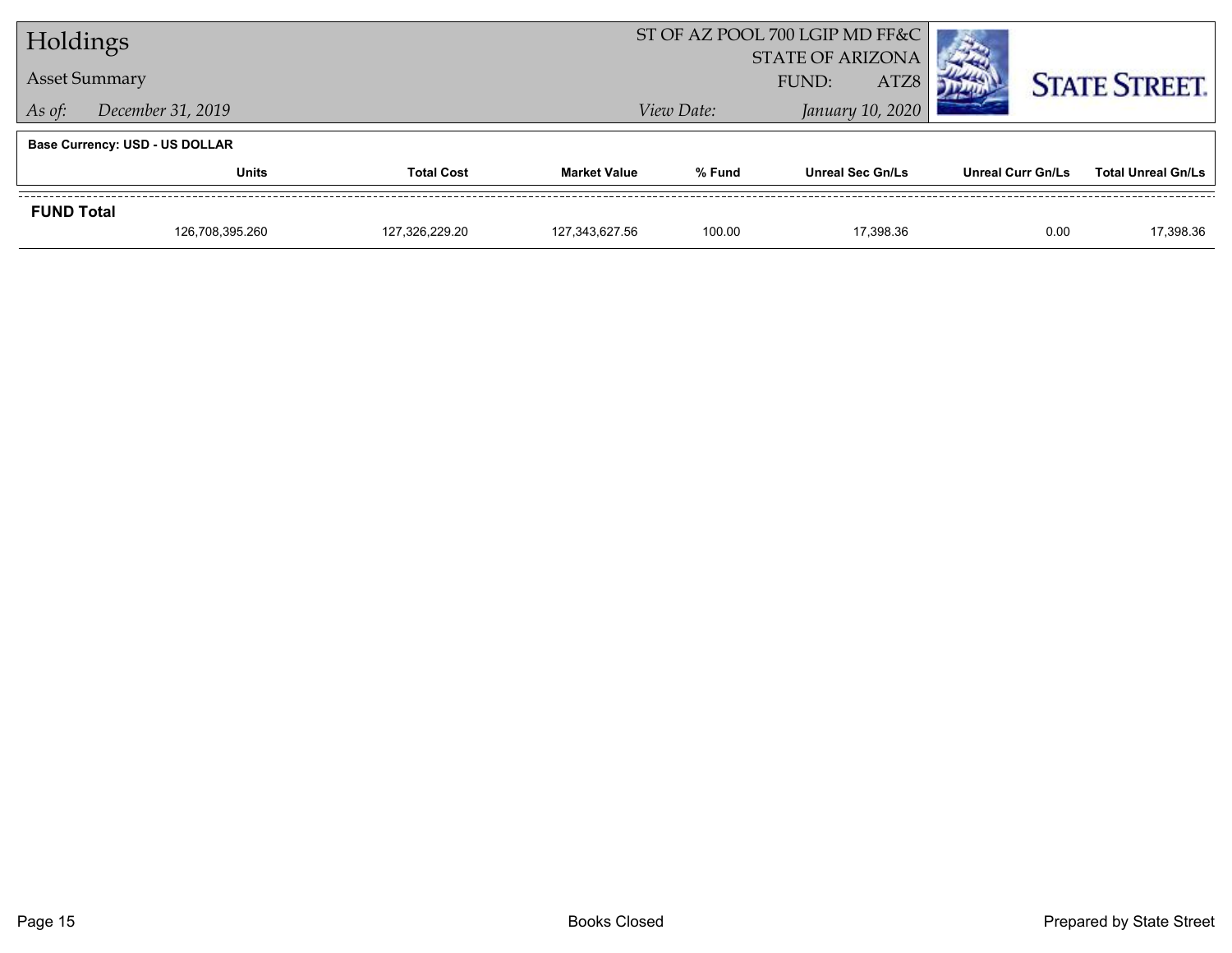# Holdings

## Asset Summary

*As of:* December 31, 2019

ST OF AZ POOL 700 LGIP MD FF&C
STATE OF ARIZONA
FUND: ATZ8

*View Date:* January 10, 2020

STATE STREET.

**Base Currency: USD - US DOLLAR**

| | Units | Total Cost | Market Value | % Fund | Unreal Sec Gn/Ls | Unreal Curr Gn/Ls | Total Unreal Gn/Ls |
|---|---|---|---|---|---|---|---|
| **FUND Total** | | | | | | | |
| | 126,708,395.260 | 127,326,229.20 | 127,343,627.56 | 100.00 | 17,398.36 | 0.00 | 17,398.36 |

Books Closed

Prepared by State Street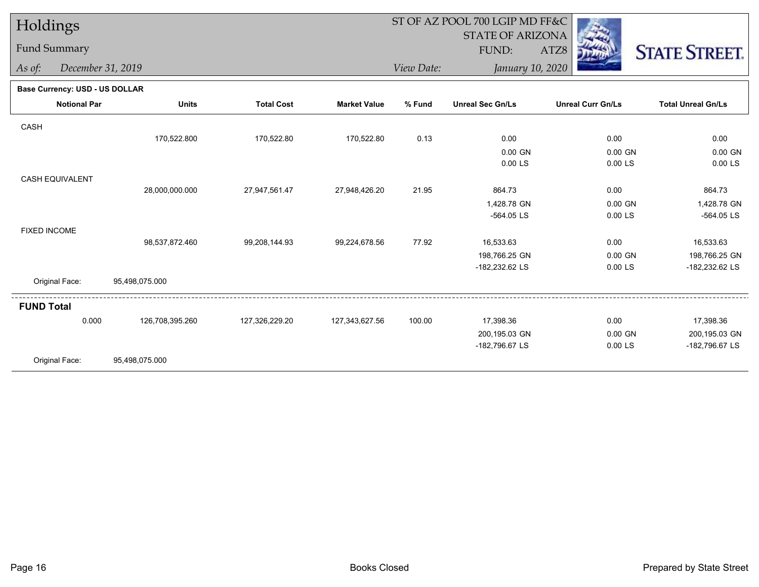# Holdings

Fund Summary

*As of:* *December 31, 2019*

ST OF AZ POOL 700 LGIP MD FF&C
STATE OF ARIZONA
FUND: ATZ8

*View Date:* *January 10, 2020*

**Base Currency: USD - US DOLLAR**

| Notional Par | Units | Total Cost | Market Value | % Fund | Unreal Sec Gn/Ls | Unreal Curr Gn/Ls | Total Unreal Gn/Ls |
|---|---|---|---|---|---|---|---|
| CASH | | | | | | | |
| | 170,522.800 | 170,522.80 | 170,522.80 | 0.13 | 0.00 | 0.00 | 0.00 |
| | | | | | 0.00 GN | 0.00 GN | 0.00 GN |
| | | | | | 0.00 LS | 0.00 LS | 0.00 LS |
| CASH EQUIVALENT | | | | | | | |
| | 28,000,000.000 | 27,947,561.47 | 27,948,426.20 | 21.95 | 864.73 | 0.00 | 864.73 |
| | | | | | 1,428.78 GN | 0.00 GN | 1,428.78 GN |
| | | | | | -564.05 LS | 0.00 LS | -564.05 LS |
| FIXED INCOME | | | | | | | |
| | 98,537,872.460 | 99,208,144.93 | 99,224,678.56 | 77.92 | 16,533.63 | 0.00 | 16,533.63 |
| | | | | | 198,766.25 GN | 0.00 GN | 198,766.25 GN |
| | | | | | -182,232.62 LS | 0.00 LS | -182,232.62 LS |
| Original Face: | 95,498,075.000 | | | | | | |
| **FUND Total** | | | | | | | |
| 0.000 | 126,708,395.260 | 127,326,229.20 | 127,343,627.56 | 100.00 | 17,398.36 | 0.00 | 17,398.36 |
| | | | | | 200,195.03 GN | 0.00 GN | 200,195.03 GN |
| | | | | | -182,796.67 LS | 0.00 LS | -182,796.67 LS |
| Original Face: | 95,498,075.000 | | | | | | |

Books Closed

Prepared by State Street